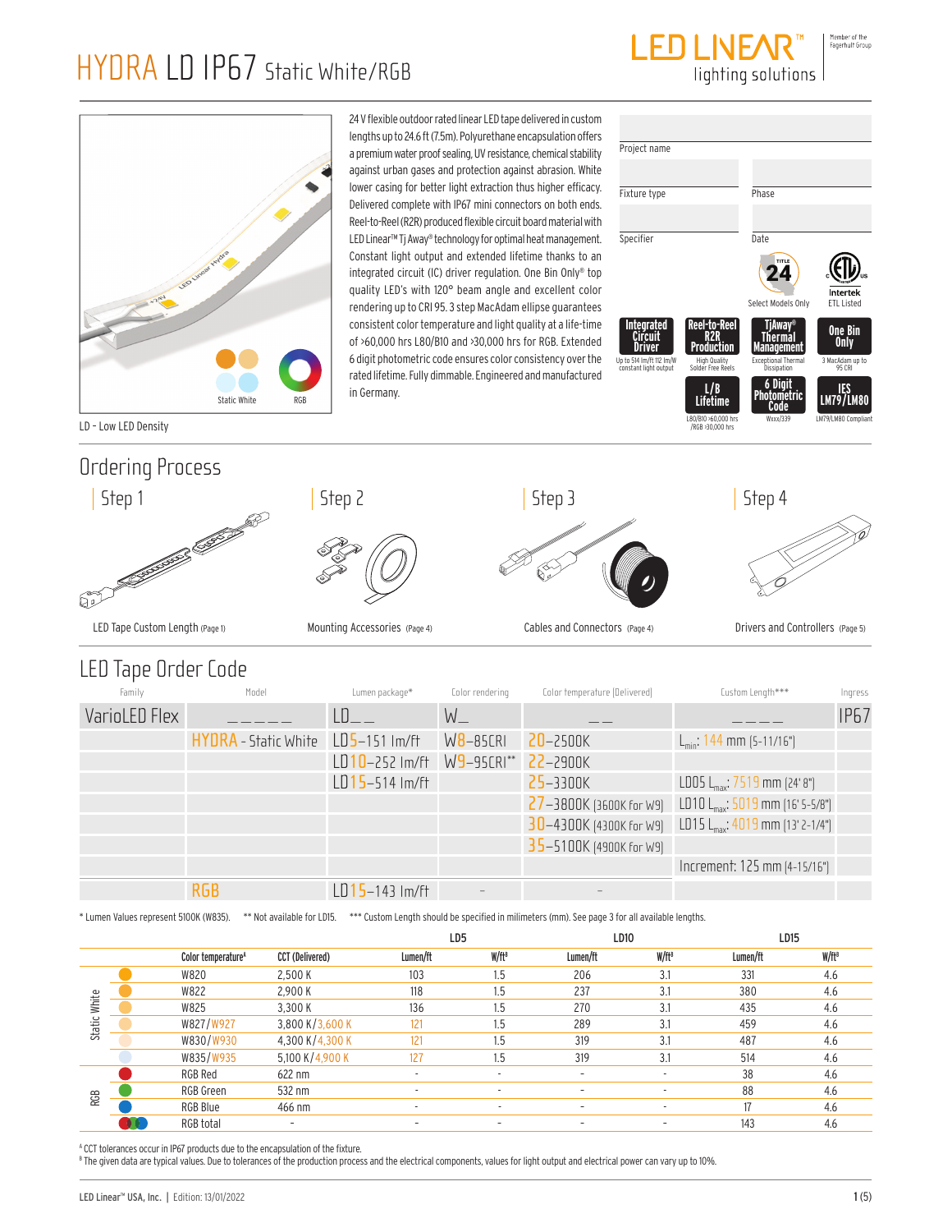# HYDRA LD IP67 Static White/RGB

LED LINEAR™ lighting solutions — Member of the Fagerhult Group

24 V flexible outdoor rated linear LED tape delivered in custom lengths up to 24.6 ft (7.5m). Polyurethane encapsulation offers a premium water proof sealing, UV resistance, chemical stability against urban gases and protection against abrasion. White lower casing for better light extraction thus higher efficacy. Delivered complete with IP67 mini connectors on both ends. Reel-to-Reel (R2R) produced flexible circuit board material with LED Linear™ Tj Away® technology for optimal heat management. Constant light output and extended lifetime thanks to an integrated circuit (IC) driver regulation. One Bin Only® top quality LED's with 120° beam angle and excellent color rendering up to CRI 95. 3 step MacAdam ellipse guarantees consistent color temperature and light quality at a life-time of >60,000 hrs L80/B10 and >30,000 hrs for RGB. Extended 6 digit photometric code ensures color consistency over the rated lifetime. Fully dimmable. Engineered and manufactured in Germany.

Static White    RGB

LD - Low LED Density

Project name

Fixture type    Phase

Specifier    Date

Title 24 – Select Models Only

Intertek – ETL Listed

- **Integrated Circuit Driver** – Up to 514 lm/ft 112 lm/W constant light output
- **Reel-to-Reel R2R Production** – High Quality Solder Free Reels
- **TjAway® Thermal Management** – Exceptional Thermal Dissipation
- **One Bin Only** – 3 MacAdam up to 95 CRI
- **L/B Lifetime** – L80/B10 >60,000 hrs /RGB >30,000 hrs
- **6 Digit Photometric Code** – Wxxx/339
- **IES LM79/LM80** – LM79/LM80 Compliant

## Ordering Process

| Step 1 | Step 2 | Step 3 | Step 4 |
|---|---|---|---|
| LED Tape Custom Length (Page 1) | Mounting Accessories (Page 4) | Cables and Connectors (Page 4) | Drivers and Controllers (Page 5) |

## LED Tape Order Code

| Family | Model | Lumen package* | Color rendering | Color temperature (Delivered) | Custom Length*** | Ingress |
|---|---|---|---|---|---|---|
| VarioLED Flex | _ _ _ _ _ | LD_ _ | W_ | _ _ | _ _ _ _ | IP67 |
| | HYDRA - Static White | LD5–151 lm/ft | W8–85CRI | 20–2500K | $L_{min}$: 144 mm (5-11/16") | |
| | | LD10–252 lm/ft | W9–95CRI** | 22–2900K | | |
| | | LD15–514 lm/ft | | 25–3300K | LD05 $L_{max}$: 7519 mm (24' 8") | |
| | | | | 27–3800K (3600K for W9) | LD10 $L_{max}$: 5019 mm (16' 5-5/8") | |
| | | | | 30–4300K (4300K for W9) | LD15 $L_{max}$: 4019 mm (13' 2-1/4") | |
| | | | | 35–5100K (4900K for W9) | | |
| | | | | | Increment: 125 mm (4-15/16") | |
| | RGB | LD15–143 lm/ft | - | - | | |

\* Lumen Values represent 5100K (W835). ** Not available for LD15. *** Custom Length should be specified in milimeters (mm). See page 3 for all available lengths.

| | Color temperature[A] | CCT (Delivered) | LD5 Lumen/ft | LD5 W/ft[B] | LD10 Lumen/ft | LD10 W/ft[B] | LD15 Lumen/ft | LD15 W/ft[B] |
|---|---|---|---|---|---|---|---|---|
| Static White | W820 | 2,500 K | 103 | 1.5 | 206 | 3.1 | 331 | 4.6 |
| Static White | W822 | 2,900 K | 118 | 1.5 | 237 | 3.1 | 380 | 4.6 |
| Static White | W825 | 3,300 K | 136 | 1.5 | 270 | 3.1 | 435 | 4.6 |
| Static White | W827/W927 | 3,800 K/3,600 K | 121 | 1.5 | 289 | 3.1 | 459 | 4.6 |
| Static White | W830/W930 | 4,300 K/4,300 K | 121 | 1.5 | 319 | 3.1 | 487 | 4.6 |
| Static White | W835/W935 | 5,100 K/4,900 K | 127 | 1.5 | 319 | 3.1 | 514 | 4.6 |
| RGB | RGB Red | 622 nm | - | - | - | - | 38 | 4.6 |
| RGB | RGB Green | 532 nm | - | - | - | - | 88 | 4.6 |
| RGB | RGB Blue | 466 nm | - | - | - | - | 17 | 4.6 |
| RGB | RGB total | - | - | - | - | - | 143 | 4.6 |

[A] CCT tolerances occur in IP67 products due to the encapsulation of the fixture.
[B] The given data are typical values. Due to tolerances of the production process and the electrical components, values for light output and electrical power can vary up to 10%.

LED Linear™ USA, Inc. | Edition: 13/01/2022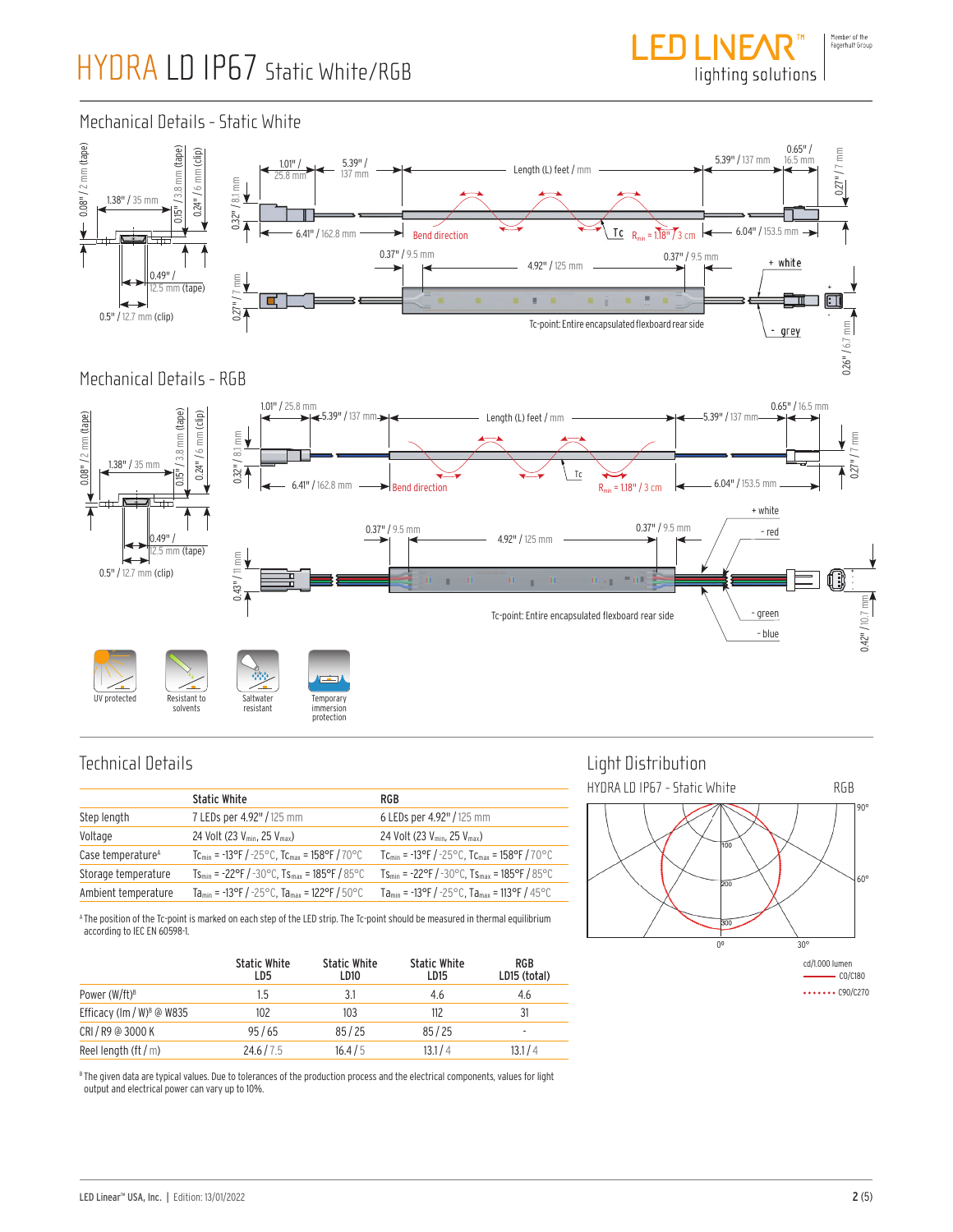# HYDRA LD IP67 Static White/RGB

## Mechanical Details - Static White

0.08" / 2 mm (tape)
1.38" / 35 mm
0.15" / 3.8 mm (tape)
0.24" / 6 mm (clip)
0.49" / 12.5 mm (tape)
0.5" / 12.7 mm (clip)

1.01" / 25.8 mm
5.39" / 137 mm
Length (L) feet / mm
5.39" / 137 mm
0.65" / 16.5 mm
0.32" / 8.1 mm
0.27" / 7 mm
6.41" / 162.8 mm
Bend direction
Tc
$R_{min}$ = 1.18" / 3 cm
6.04" / 153.5 mm
0.37" / 9.5 mm
4.92" / 125 mm
0.37" / 9.5 mm
+ white
- grey
0.27" / 7 mm
0.26" / 6.7 mm
Tc-point: Entire encapsulated flexboard rear side

## Mechanical Details - RGB

0.08" / 2 mm (tape)
1.38" / 35 mm
0.15" / 3.8 mm (tape)
0.24" / 6 mm (clip)
0.49" / 12.5 mm (tape)
0.5" / 12.7 mm (clip)

1.01" / 25.8 mm
5.39" / 137 mm
Length (L) feet / mm
5.39" / 137 mm
0.65" / 16.5 mm
0.32" / 8.1 mm
0.27" / 7 mm
6.41" / 162.8 mm
Bend direction
Tc
$R_{min}$ = 1.18" / 3 cm
6.04" / 153.5 mm
0.37" / 9.5 mm
4.92" / 125 mm
0.37" / 9.5 mm
+ white
- red
- green
- blue
0.43" / 11 mm
0.42" / 10.7 mm
Tc-point: Entire encapsulated flexboard rear side

UV protected | Resistant to solvents | Saltwater resistant | Temporary immersion protection

## Technical Details

| | Static White | RGB |
|---|---|---|
| Step length | 7 LEDs per 4.92" / 125 mm | 6 LEDs per 4.92" / 125 mm |
| Voltage | 24 Volt (23 $V_{min}$, 25 $V_{max}$) | 24 Volt (23 $V_{min}$, 25 $V_{max}$) |
| Case temperature[A] | $Tc_{min}$ = -13°F / -25°C, $Tc_{max}$ = 158°F / 70°C | $Tc_{min}$ = -13°F / -25°C, $Tc_{max}$ = 158°F / 70°C |
| Storage temperature | $Ts_{min}$ = -22°F / -30°C, $Ts_{max}$ = 185°F / 85°C | $Ts_{min}$ = -22°F / -30°C, $Ts_{max}$ = 185°F / 85°C |
| Ambient temperature | $Ta_{min}$ = -13°F / -25°C, $Ta_{max}$ = 122°F / 50°C | $Ta_{min}$ = -13°F / -25°C, $Ta_{max}$ = 113°F / 45°C |

[A] The position of the Tc-point is marked on each step of the LED strip. The Tc-point should be measured in thermal equilibrium according to IEC EN 60598-1.

| | Static White LD5 | Static White LD10 | Static White LD15 | RGB LD15 (total) |
|---|---|---|---|---|
| Power (W/ft)[B] | 1.5 | 3.1 | 4.6 | 4.6 |
| Efficacy (lm / W)[B] @ W835 | 102 | 103 | 112 | 31 |
| CRI / R9 @ 3000 K | 95 / 65 | 85 / 25 | 85 / 25 | - |
| Reel length (ft / m) | 24.6 / 7.5 | 16.4 / 5 | 13.1 / 4 | 13.1 / 4 |

[B] The given data are typical values. Due to tolerances of the production process and the electrical components, values for light output and electrical power can vary up to 10%.

## Light Distribution

HYDRA LD IP67 - Static White | RGB

90° | 60° | 30° | 0°
100 | 200 | 300

cd/1.000 lumen
C0/C180
C90/C270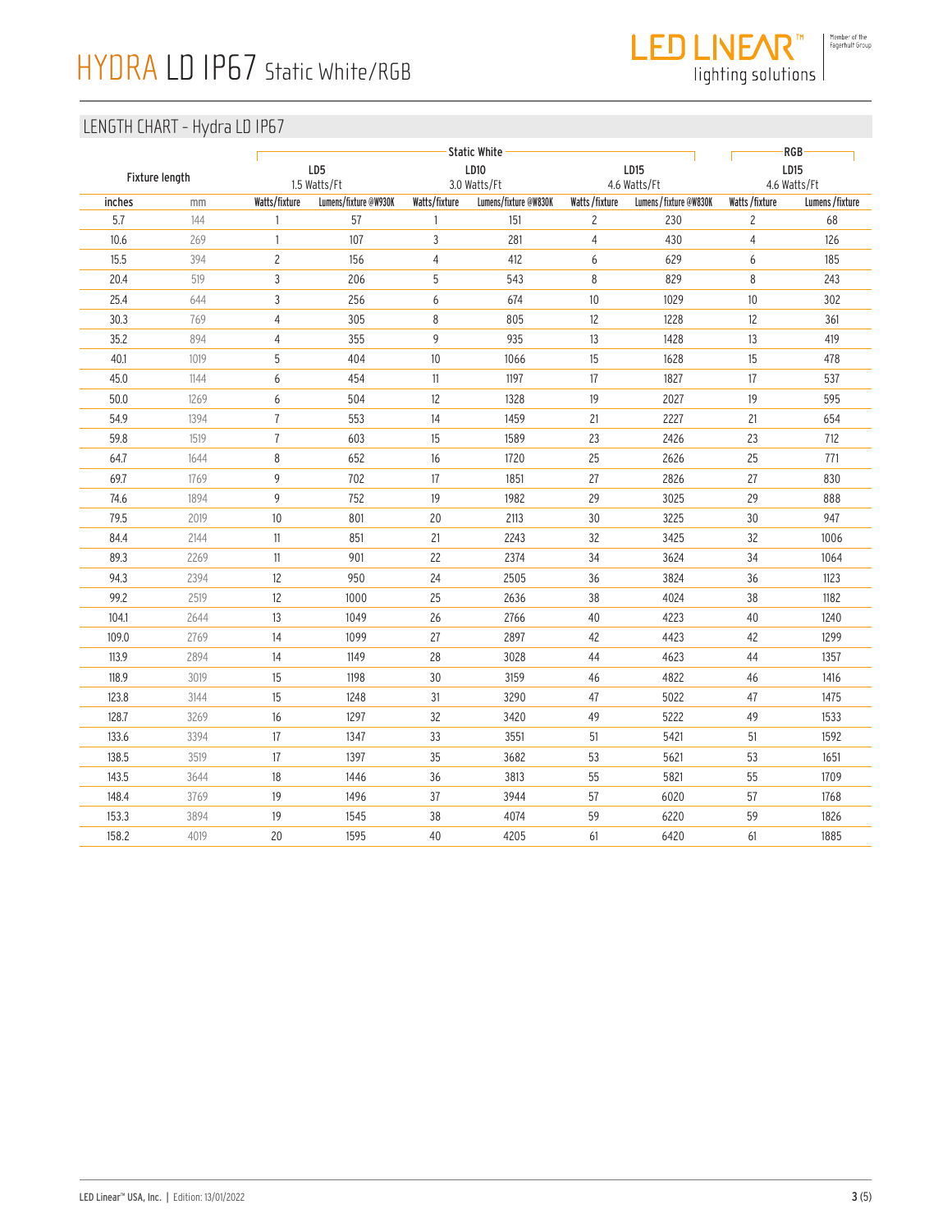# HYDRA LD IP67 Static White/RGB

## LENGTH CHART - Hydra LD IP67

| Fixture length | | Static White | | | | | | RGB | |
|---|---|---|---|---|---|---|---|---|---|
| | | LD5 1.5 Watts/Ft | | LD10 3.0 Watts/Ft | | LD15 4.6 Watts/Ft | | LD15 4.6 Watts/Ft | |
| inches | mm | Watts/fixture | Lumens/fixture @W930K | Watts/fixture | Lumens/fixture @W830K | Watts /fixture | Lumens / fixture @W830K | Watts /fixture | Lumens /fixture |
| 5.7 | 144 | 1 | 57 | 1 | 151 | 2 | 230 | 2 | 68 |
| 10.6 | 269 | 1 | 107 | 3 | 281 | 4 | 430 | 4 | 126 |
| 15.5 | 394 | 2 | 156 | 4 | 412 | 6 | 629 | 6 | 185 |
| 20.4 | 519 | 3 | 206 | 5 | 543 | 8 | 829 | 8 | 243 |
| 25.4 | 644 | 3 | 256 | 6 | 674 | 10 | 1029 | 10 | 302 |
| 30.3 | 769 | 4 | 305 | 8 | 805 | 12 | 1228 | 12 | 361 |
| 35.2 | 894 | 4 | 355 | 9 | 935 | 13 | 1428 | 13 | 419 |
| 40.1 | 1019 | 5 | 404 | 10 | 1066 | 15 | 1628 | 15 | 478 |
| 45.0 | 1144 | 6 | 454 | 11 | 1197 | 17 | 1827 | 17 | 537 |
| 50.0 | 1269 | 6 | 504 | 12 | 1328 | 19 | 2027 | 19 | 595 |
| 54.9 | 1394 | 7 | 553 | 14 | 1459 | 21 | 2227 | 21 | 654 |
| 59.8 | 1519 | 7 | 603 | 15 | 1589 | 23 | 2426 | 23 | 712 |
| 64.7 | 1644 | 8 | 652 | 16 | 1720 | 25 | 2626 | 25 | 771 |
| 69.7 | 1769 | 9 | 702 | 17 | 1851 | 27 | 2826 | 27 | 830 |
| 74.6 | 1894 | 9 | 752 | 19 | 1982 | 29 | 3025 | 29 | 888 |
| 79.5 | 2019 | 10 | 801 | 20 | 2113 | 30 | 3225 | 30 | 947 |
| 84.4 | 2144 | 11 | 851 | 21 | 2243 | 32 | 3425 | 32 | 1006 |
| 89.3 | 2269 | 11 | 901 | 22 | 2374 | 34 | 3624 | 34 | 1064 |
| 94.3 | 2394 | 12 | 950 | 24 | 2505 | 36 | 3824 | 36 | 1123 |
| 99.2 | 2519 | 12 | 1000 | 25 | 2636 | 38 | 4024 | 38 | 1182 |
| 104.1 | 2644 | 13 | 1049 | 26 | 2766 | 40 | 4223 | 40 | 1240 |
| 109.0 | 2769 | 14 | 1099 | 27 | 2897 | 42 | 4423 | 42 | 1299 |
| 113.9 | 2894 | 14 | 1149 | 28 | 3028 | 44 | 4623 | 44 | 1357 |
| 118.9 | 3019 | 15 | 1198 | 30 | 3159 | 46 | 4822 | 46 | 1416 |
| 123.8 | 3144 | 15 | 1248 | 31 | 3290 | 47 | 5022 | 47 | 1475 |
| 128.7 | 3269 | 16 | 1297 | 32 | 3420 | 49 | 5222 | 49 | 1533 |
| 133.6 | 3394 | 17 | 1347 | 33 | 3551 | 51 | 5421 | 51 | 1592 |
| 138.5 | 3519 | 17 | 1397 | 35 | 3682 | 53 | 5621 | 53 | 1651 |
| 143.5 | 3644 | 18 | 1446 | 36 | 3813 | 55 | 5821 | 55 | 1709 |
| 148.4 | 3769 | 19 | 1496 | 37 | 3944 | 57 | 6020 | 57 | 1768 |
| 153.3 | 3894 | 19 | 1545 | 38 | 4074 | 59 | 6220 | 59 | 1826 |
| 158.2 | 4019 | 20 | 1595 | 40 | 4205 | 61 | 6420 | 61 | 1885 |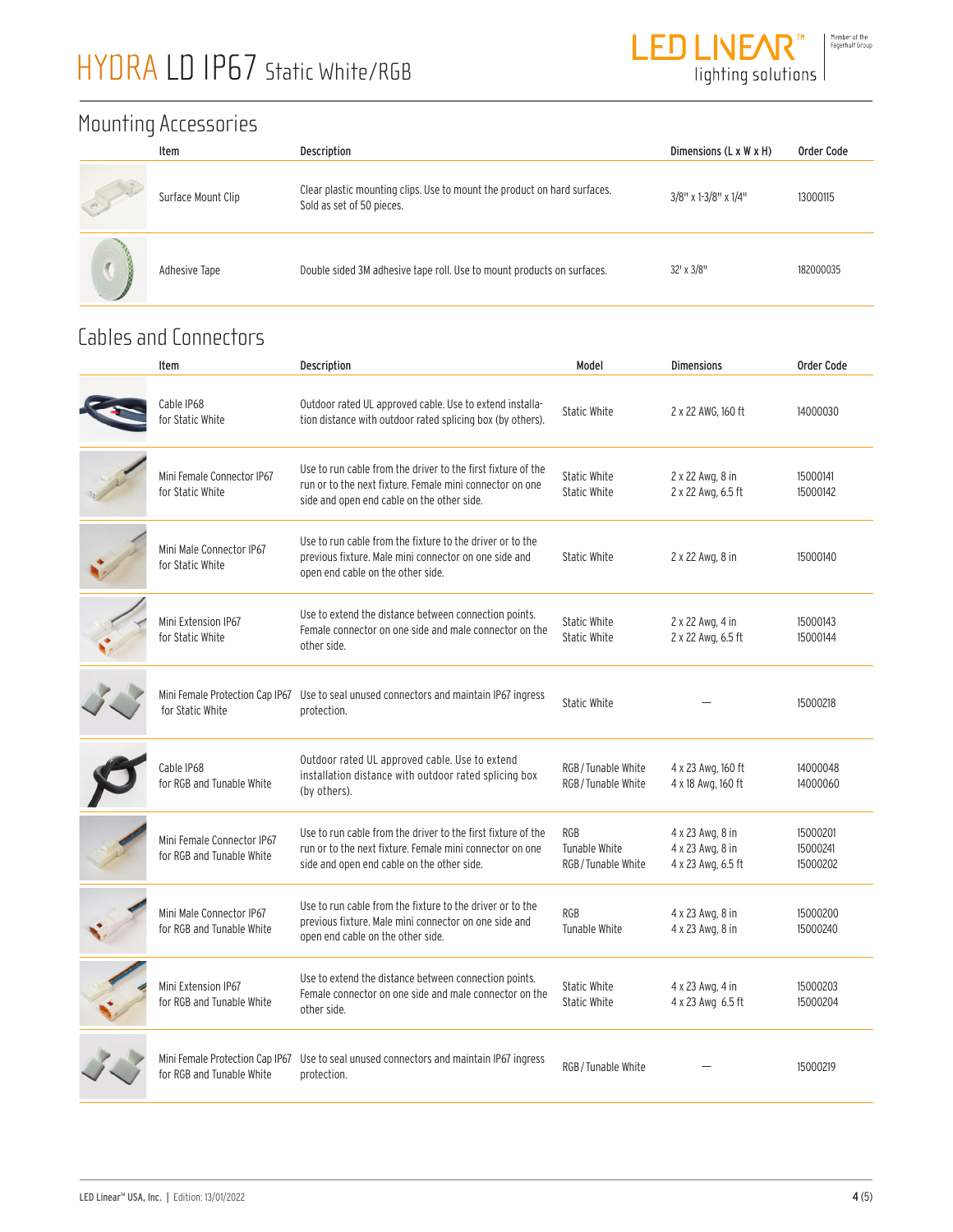# HYDRA LD IP67 Static White/RGB

## Mounting Accessories

| Item | Description | Dimensions (L x W x H) | Order Code |
|---|---|---|---|
| Surface Mount Clip | Clear plastic mounting clips. Use to mount the product on hard surfaces. Sold as set of 50 pieces. | 3/8" x 1-3/8" x 1/4" | 13000115 |
| Adhesive Tape | Double sided 3M adhesive tape roll. Use to mount products on surfaces. | 32' x 3/8" | 182000035 |

## Cables and Connectors

| Item | Description | Model | Dimensions | Order Code |
|---|---|---|---|---|
| Cable IP68 for Static White | Outdoor rated UL approved cable. Use to extend installation distance with outdoor rated splicing box (by others). | Static White | 2 x 22 AWG, 160 ft | 14000030 |
| Mini Female Connector IP67 for Static White | Use to run cable from the driver to the first fixture of the run or to the next fixture. Female mini connector on one side and open end cable on the other side. | Static White<br>Static White | 2 x 22 Awg, 8 in<br>2 x 22 Awg, 6.5 ft | 15000141<br>15000142 |
| Mini Male Connector IP67 for Static White | Use to run cable from the fixture to the driver or to the previous fixture. Male mini connector on one side and open end cable on the other side. | Static White | 2 x 22 Awg, 8 in | 15000140 |
| Mini Extension IP67 for Static White | Use to extend the distance between connection points. Female connector on one side and male connector on the other side. | Static White<br>Static White | 2 x 22 Awg, 4 in<br>2 x 22 Awg, 6.5 ft | 15000143<br>15000144 |
| Mini Female Protection Cap IP67 for Static White | Use to seal unused connectors and maintain IP67 ingress protection. | Static White | — | 15000218 |
| Cable IP68 for RGB and Tunable White | Outdoor rated UL approved cable. Use to extend installation distance with outdoor rated splicing box (by others). | RGB / Tunable White<br>RGB / Tunable White | 4 x 23 Awg, 160 ft<br>4 x 18 Awg, 160 ft | 14000048<br>14000060 |
| Mini Female Connector IP67 for RGB and Tunable White | Use to run cable from the driver to the first fixture of the run or to the next fixture. Female mini connector on one side and open end cable on the other side. | RGB<br>Tunable White<br>RGB / Tunable White | 4 x 23 Awg, 8 in<br>4 x 23 Awg, 8 in<br>4 x 23 Awg, 6.5 ft | 15000201<br>15000241<br>15000202 |
| Mini Male Connector IP67 for RGB and Tunable White | Use to run cable from the fixture to the driver or to the previous fixture. Male mini connector on one side and open end cable on the other side. | RGB<br>Tunable White | 4 x 23 Awg, 8 in<br>4 x 23 Awg, 8 in | 15000200<br>15000240 |
| Mini Extension IP67 for RGB and Tunable White | Use to extend the distance between connection points. Female connector on one side and male connector on the other side. | Static White<br>Static White | 4 x 23 Awg, 4 in<br>4 x 23 Awg 6.5 ft | 15000203<br>15000204 |
| Mini Female Protection Cap IP67 for RGB and Tunable White | Use to seal unused connectors and maintain IP67 ingress protection. | RGB / Tunable White | — | 15000219 |

LED Linear™ USA, Inc. | Edition: 13/01/2022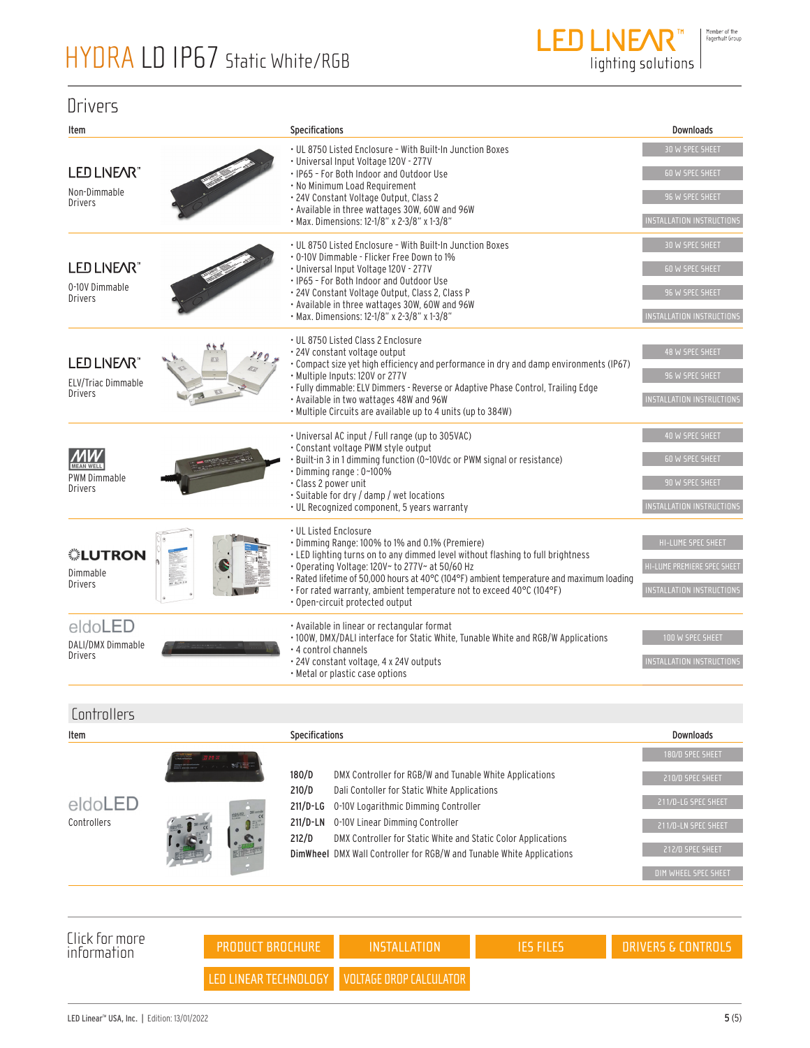# HYDRA LD IP67 Static White/RGB

## Drivers

| Item | Specifications | Downloads |
|---|---|---|
| LED LINEAR™ Non-Dimmable Drivers | • UL 8750 Listed Enclosure - With Built-In Junction Boxes<br>• Universal Input Voltage 120V - 277V<br>• IP65 - For Both Indoor and Outdoor Use<br>• No Minimum Load Requirement<br>• 24V Constant Voltage Output, Class 2<br>• Available in three wattages 30W, 60W and 96W<br>• Max. Dimensions: 12-1/8" x 2-3/8" x 1-3/8" | 30 W SPEC SHEET<br>60 W SPEC SHEET<br>96 W SPEC SHEET<br>INSTALLATION INSTRUCTIONS |
| LED LINEAR™ 0-10V Dimmable Drivers | • UL 8750 Listed Enclosure - With Built-In Junction Boxes<br>• 0-10V Dimmable - Flicker Free Down to 1%<br>• Universal Input Voltage 120V - 277V<br>• IP65 - For Both Indoor and Outdoor Use<br>• 24V Constant Voltage Output, Class 2, Class P<br>• Available in three wattages 30W, 60W and 96W<br>• Max. Dimensions: 12-1/8" x 2-3/8" x 1-3/8" | 30 W SPEC SHEET<br>60 W SPEC SHEET<br>96 W SPEC SHEET<br>INSTALLATION INSTRUCTIONS |
| LED LINEAR™ ELV/Triac Dimmable Drivers | • UL 8750 Listed Class 2 Enclosure<br>• 24V constant voltage output<br>• Compact size yet high efficiency and performance in dry and damp environments (IP67)<br>• Multiple Inputs: 120V or 277V<br>• Fully dimmable: ELV Dimmers - Reverse or Adaptive Phase Control, Trailing Edge<br>• Available in two wattages 48W and 96W<br>• Multiple Circuits are available up to 4 units (up to 384W) | 48 W SPEC SHEET<br>96 W SPEC SHEET<br>INSTALLATION INSTRUCTIONS |
| MEAN WELL PWM Dimmable Drivers | • Universal AC input / Full range (up to 305VAC)<br>• Constant voltage PWM style output<br>• Built-in 3 in 1 dimming function (0~10Vdc or PWM signal or resistance)<br>• Dimming range : 0~100%<br>• Class 2 power unit<br>• Suitable for dry / damp / wet locations<br>• UL Recognized component, 5 years warranty | 40 W SPEC SHEET<br>60 W SPEC SHEET<br>90 W SPEC SHEET<br>INSTALLATION INSTRUCTIONS |
| LUTRON Dimmable Drivers | • UL Listed Enclosure<br>• Dimming Range: 100% to 1% and 0.1% (Premiere)<br>• LED lighting turns on to any dimmed level without flashing to full brightness<br>• Operating Voltage: 120V~ to 277V~ at 50/60 Hz<br>• Rated lifetime of 50,000 hours at 40°C (104°F) ambient temperature and maximum loading<br>• For rated warranty, ambient temperature not to exceed 40°C (104°F)<br>• Open-circuit protected output | HI-LUME SPEC SHEET<br>HI-LUME PREMIERE SPEC SHEET<br>INSTALLATION INSTRUCTIONS |
| eldoLED DALI/DMX Dimmable Drivers | • Available in linear or rectangular format<br>• 100W, DMX/DALI interface for Static White, Tunable White and RGB/W Applications<br>• 4 control channels<br>• 24V constant voltage, 4 x 24V outputs<br>• Metal or plastic case options | 100 W SPEC SHEET<br>INSTALLATION INSTRUCTIONS |

## Controllers

| Item | Specifications | | Downloads |
|---|---|---|---|
| eldoLED Controllers | 180/D | DMX Controller for RGB/W and Tunable White Applications | 180/D SPEC SHEET |
| | 210/D | Dali Contoller for Static White Applications | 210/D SPEC SHEET |
| | 211/D-LG | 0-10V Logarithmic Dimming Controller | 211/D-LG SPEC SHEET |
| | 211/D-LN | 0-10V Linear Dimming Controller | 211/D-LN SPEC SHEET |
| | 212/D | DMX Controller for Static White and Static Color Applications | 212/D SPEC SHEET |
| | DimWheel | DMX Wall Controller for RGB/W and Tunable White Applications | DIM WHEEL SPEC SHEET |

Click for more information

PRODUCT BROCHURE | INSTALLATION | IES FILES | DRIVERS & CONTROLS | LED LINEAR TECHNOLOGY | VOLTAGE DROP CALCULATOR

LED Linear™ USA, Inc. | Edition: 13/01/2022